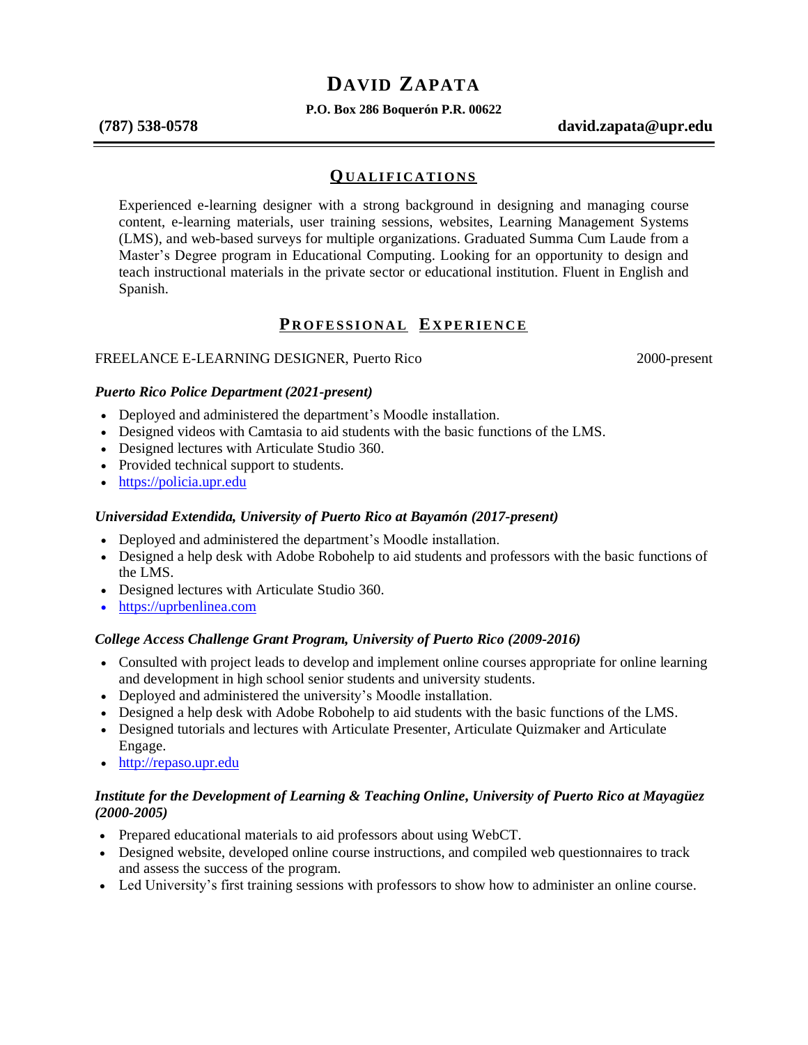# DAVID ZAPATA

**P.O. Box 286 Boquerón P.R. 00622**

**(787) 538-0578** **david.zapata@upr.edu**

## QUALIFICATIONS

Experienced e-learning designer with a strong background in designing and managing course content, e-learning materials, user training sessions, websites, Learning Management Systems (LMS), and web-based surveys for multiple organizations. Graduated Summa Cum Laude from a Master's Degree program in Educational Computing. Looking for an opportunity to design and teach instructional materials in the private sector or educational institution. Fluent in English and Spanish.

## PROFESSIONAL EXPERIENCE

FREELANCE E-LEARNING DESIGNER, Puerto Rico 2000-present

***Puerto Rico Police Department (2021-present)***

- Deployed and administered the department's Moodle installation.
- Designed videos with Camtasia to aid students with the basic functions of the LMS.
- Designed lectures with Articulate Studio 360.
- Provided technical support to students.
- https://policia.upr.edu

***Universidad Extendida, University of Puerto Rico at Bayamón (2017-present)***

- Deployed and administered the department's Moodle installation.
- Designed a help desk with Adobe Robohelp to aid students and professors with the basic functions of the LMS.
- Designed lectures with Articulate Studio 360.
- https://uprbenlinea.com

***College Access Challenge Grant Program, University of Puerto Rico (2009-2016)***

- Consulted with project leads to develop and implement online courses appropriate for online learning and development in high school senior students and university students.
- Deployed and administered the university's Moodle installation.
- Designed a help desk with Adobe Robohelp to aid students with the basic functions of the LMS.
- Designed tutorials and lectures with Articulate Presenter, Articulate Quizmaker and Articulate Engage.
- http://repaso.upr.edu

***Institute for the Development of Learning & Teaching Online, University of Puerto Rico at Mayagüez (2000-2005)***

- Prepared educational materials to aid professors about using WebCT.
- Designed website, developed online course instructions, and compiled web questionnaires to track and assess the success of the program.
- Led University's first training sessions with professors to show how to administer an online course.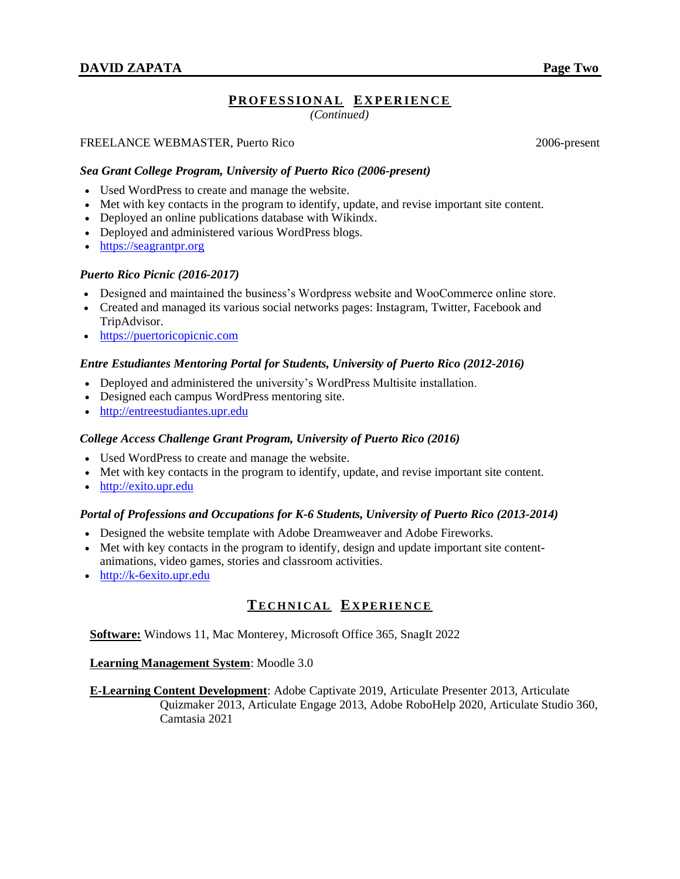## PROFESSIONAL EXPERIENCE

*(Continued)*

FREELANCE WEBMASTER, Puerto Rico 2006-present

***Sea Grant College Program, University of Puerto Rico (2006-present)***

- Used WordPress to create and manage the website.
- Met with key contacts in the program to identify, update, and revise important site content.
- Deployed an online publications database with Wikindx.
- Deployed and administered various WordPress blogs.
- https://seagrantpr.org

***Puerto Rico Picnic (2016-2017)***

- Designed and maintained the business's Wordpress website and WooCommerce online store.
- Created and managed its various social networks pages: Instagram, Twitter, Facebook and TripAdvisor.
- https://puertoricopicnic.com

***Entre Estudiantes Mentoring Portal for Students, University of Puerto Rico (2012-2016)***

- Deployed and administered the university's WordPress Multisite installation.
- Designed each campus WordPress mentoring site.
- http://entreestudiantes.upr.edu

***College Access Challenge Grant Program, University of Puerto Rico (2016)***

- Used WordPress to create and manage the website.
- Met with key contacts in the program to identify, update, and revise important site content.
- http://exito.upr.edu

***Portal of Professions and Occupations for K-6 Students, University of Puerto Rico (2013-2014)***

- Designed the website template with Adobe Dreamweaver and Adobe Fireworks.
- Met with key contacts in the program to identify, design and update important site content- animations, video games, stories and classroom activities.
- http://k-6exito.upr.edu

## TECHNICAL EXPERIENCE

**Software:** Windows 11, Mac Monterey, Microsoft Office 365, SnagIt 2022

**Learning Management System**: Moodle 3.0

**E-Learning Content Development**: Adobe Captivate 2019, Articulate Presenter 2013, Articulate Quizmaker 2013, Articulate Engage 2013, Adobe RoboHelp 2020, Articulate Studio 360, Camtasia 2021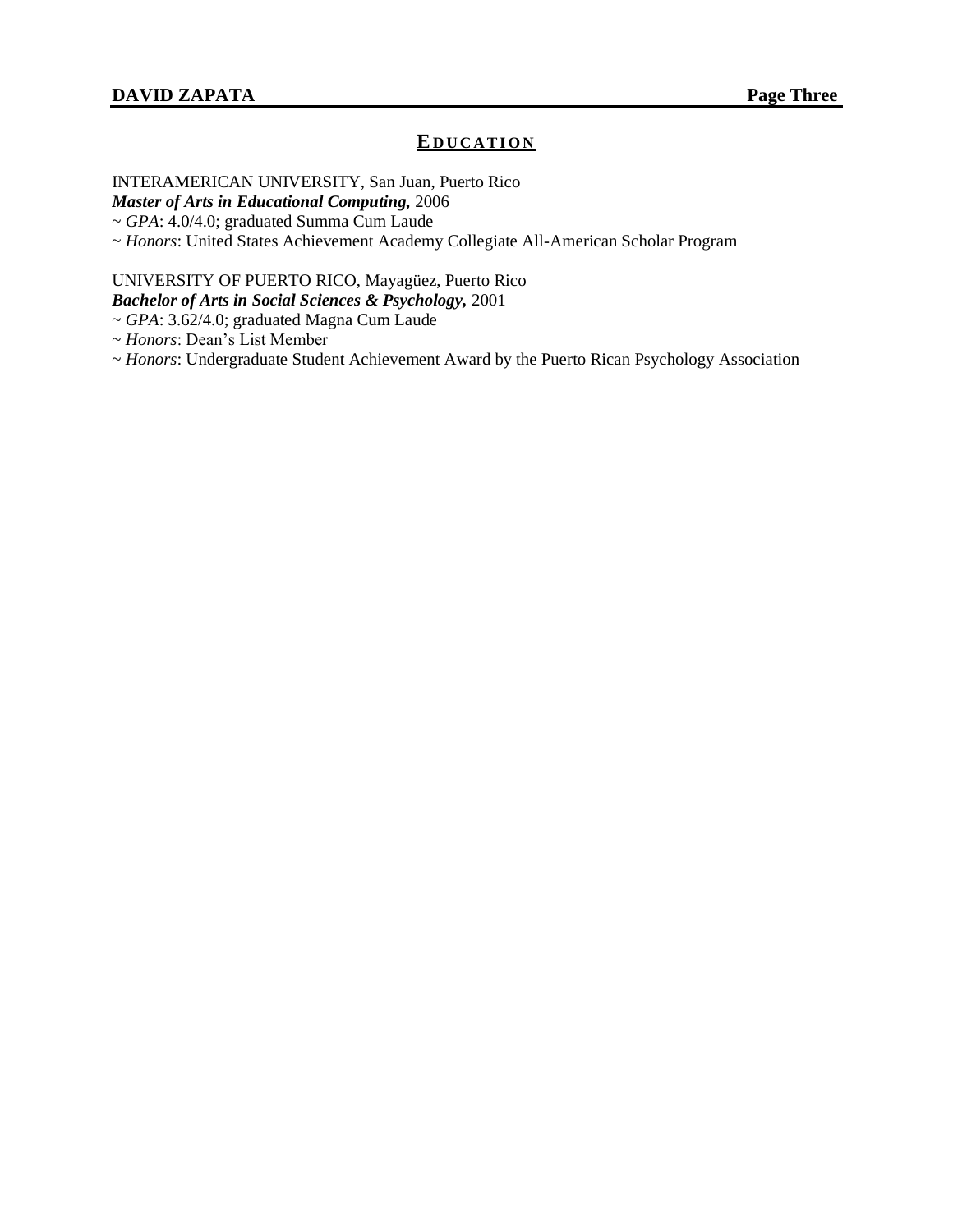## EDUCATION

INTERAMERICAN UNIVERSITY, San Juan, Puerto Rico
***Master of Arts in Educational Computing,*** 2006
~ *GPA*: 4.0/4.0; graduated Summa Cum Laude
~ *Honors*: United States Achievement Academy Collegiate All-American Scholar Program

UNIVERSITY OF PUERTO RICO, Mayagüez, Puerto Rico
***Bachelor of Arts in Social Sciences & Psychology,*** 2001
~ *GPA*: 3.62/4.0; graduated Magna Cum Laude
~ *Honors*: Dean's List Member
~ *Honors*: Undergraduate Student Achievement Award by the Puerto Rican Psychology Association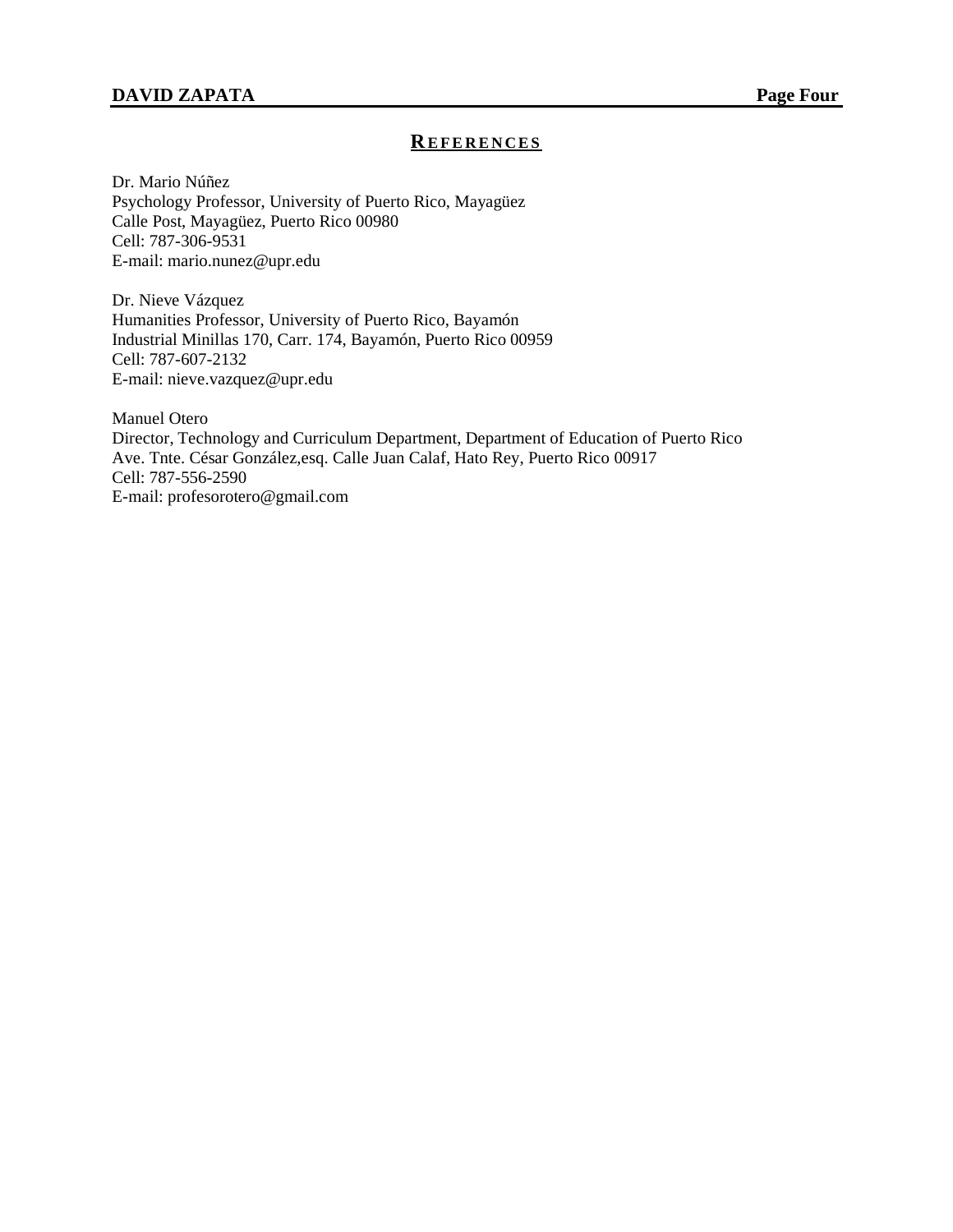## REFERENCES

Dr. Mario Núñez
Psychology Professor, University of Puerto Rico, Mayagüez
Calle Post, Mayagüez, Puerto Rico 00980
Cell: 787-306-9531
E-mail: mario.nunez@upr.edu

Dr. Nieve Vázquez
Humanities Professor, University of Puerto Rico, Bayamón
Industrial Minillas 170, Carr. 174, Bayamón, Puerto Rico 00959
Cell: 787-607-2132
E-mail: nieve.vazquez@upr.edu

Manuel Otero
Director, Technology and Curriculum Department, Department of Education of Puerto Rico
Ave. Tnte. César González,esq. Calle Juan Calaf, Hato Rey, Puerto Rico 00917
Cell: 787-556-2590
E-mail: profesorotero@gmail.com